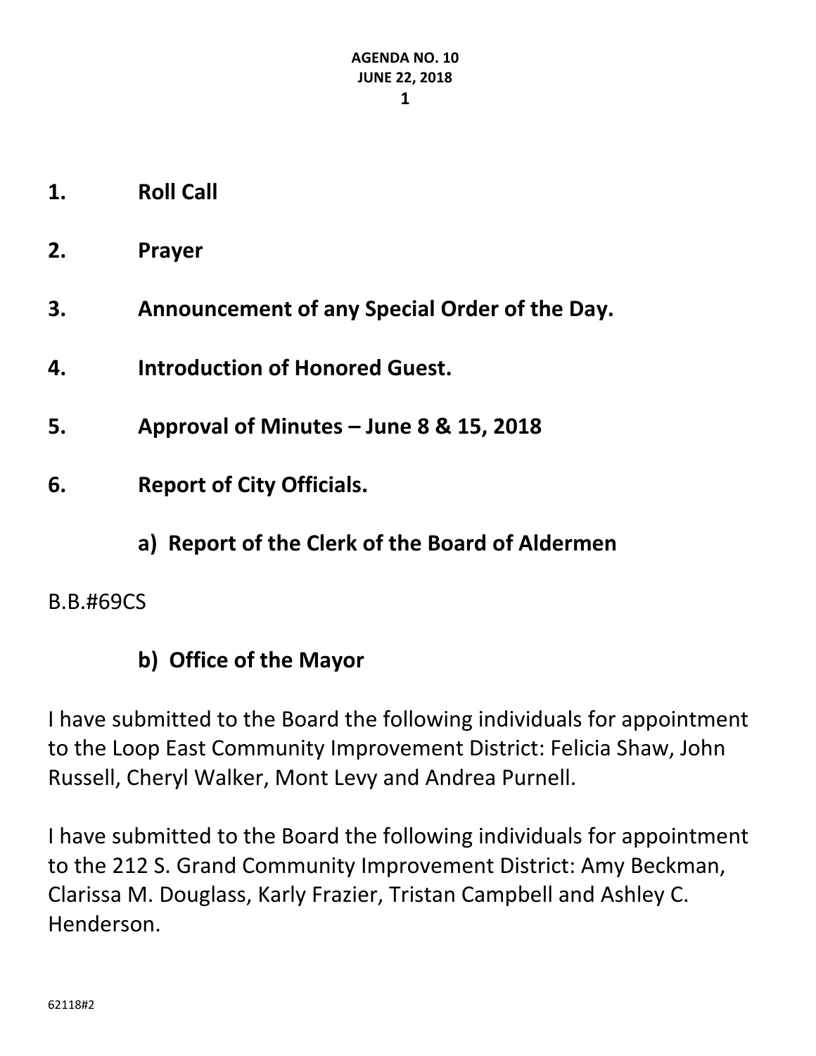**AGENDA NO. 10**
**JUNE 22, 2018**

1. **Roll Call**

2. **Prayer**

3. **Announcement of any Special Order of the Day.**

4. **Introduction of Honored Guest.**

5. **Approval of Minutes – June 8 & 15, 2018**

6. **Report of City Officials.**

   **a) Report of the Clerk of the Board of Aldermen**

B.B.#69CS

   **b) Office of the Mayor**

I have submitted to the Board the following individuals for appointment to the Loop East Community Improvement District: Felicia Shaw, John Russell, Cheryl Walker, Mont Levy and Andrea Purnell.

I have submitted to the Board the following individuals for appointment to the 212 S. Grand Community Improvement District: Amy Beckman, Clarissa M. Douglass, Karly Frazier, Tristan Campbell and Ashley C. Henderson.

62118#2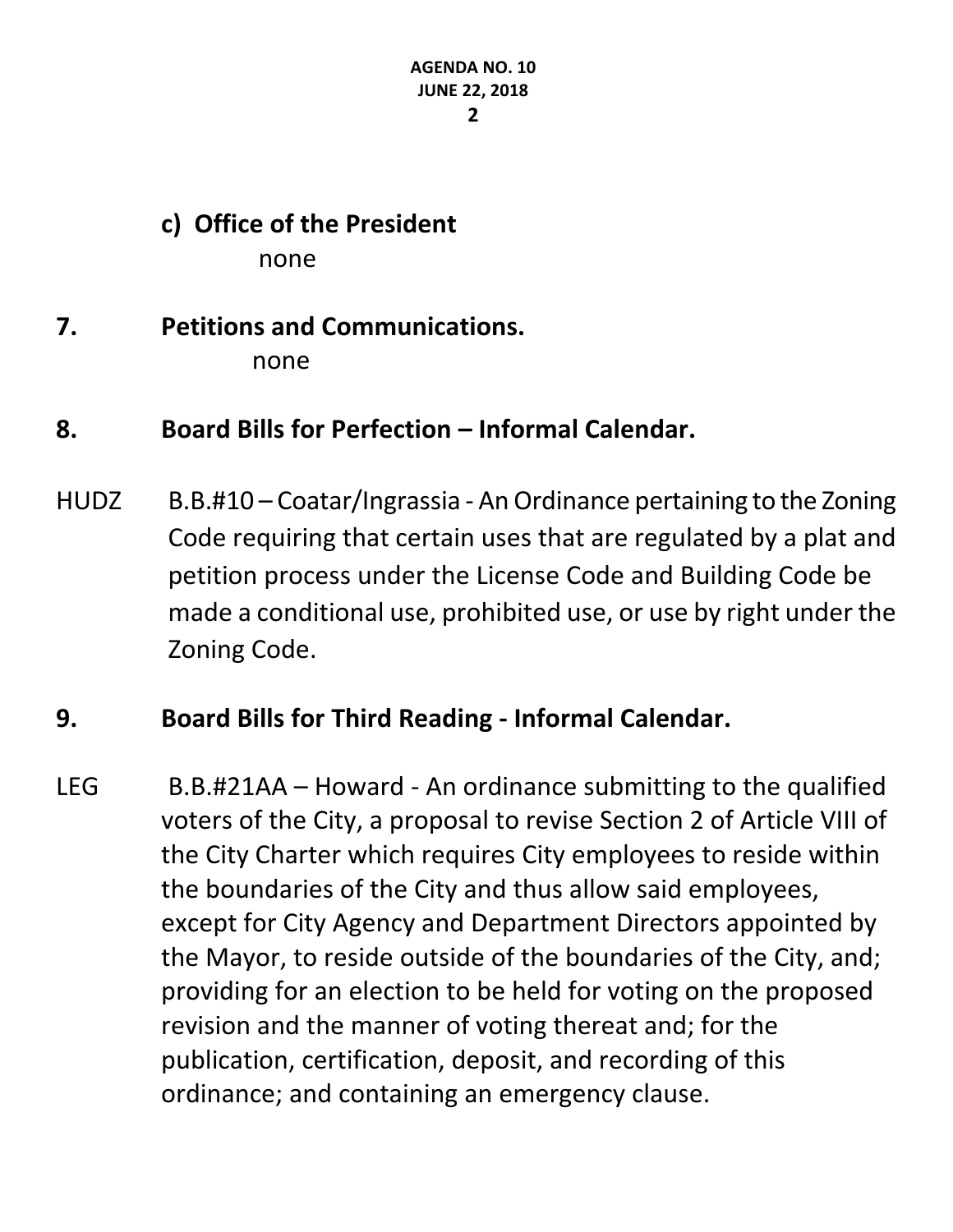**c) Office of the President**

none

**7. Petitions and Communications.**

none

**8. Board Bills for Perfection – Informal Calendar.**

HUDZ B.B.#10 – Coatar/Ingrassia - An Ordinance pertaining to the Zoning Code requiring that certain uses that are regulated by a plat and petition process under the License Code and Building Code be made a conditional use, prohibited use, or use by right under the Zoning Code.

**9. Board Bills for Third Reading - Informal Calendar.**

LEG B.B.#21AA – Howard - An ordinance submitting to the qualified voters of the City, a proposal to revise Section 2 of Article VIII of the City Charter which requires City employees to reside within the boundaries of the City and thus allow said employees, except for City Agency and Department Directors appointed by the Mayor, to reside outside of the boundaries of the City, and; providing for an election to be held for voting on the proposed revision and the manner of voting thereat and; for the publication, certification, deposit, and recording of this ordinance; and containing an emergency clause.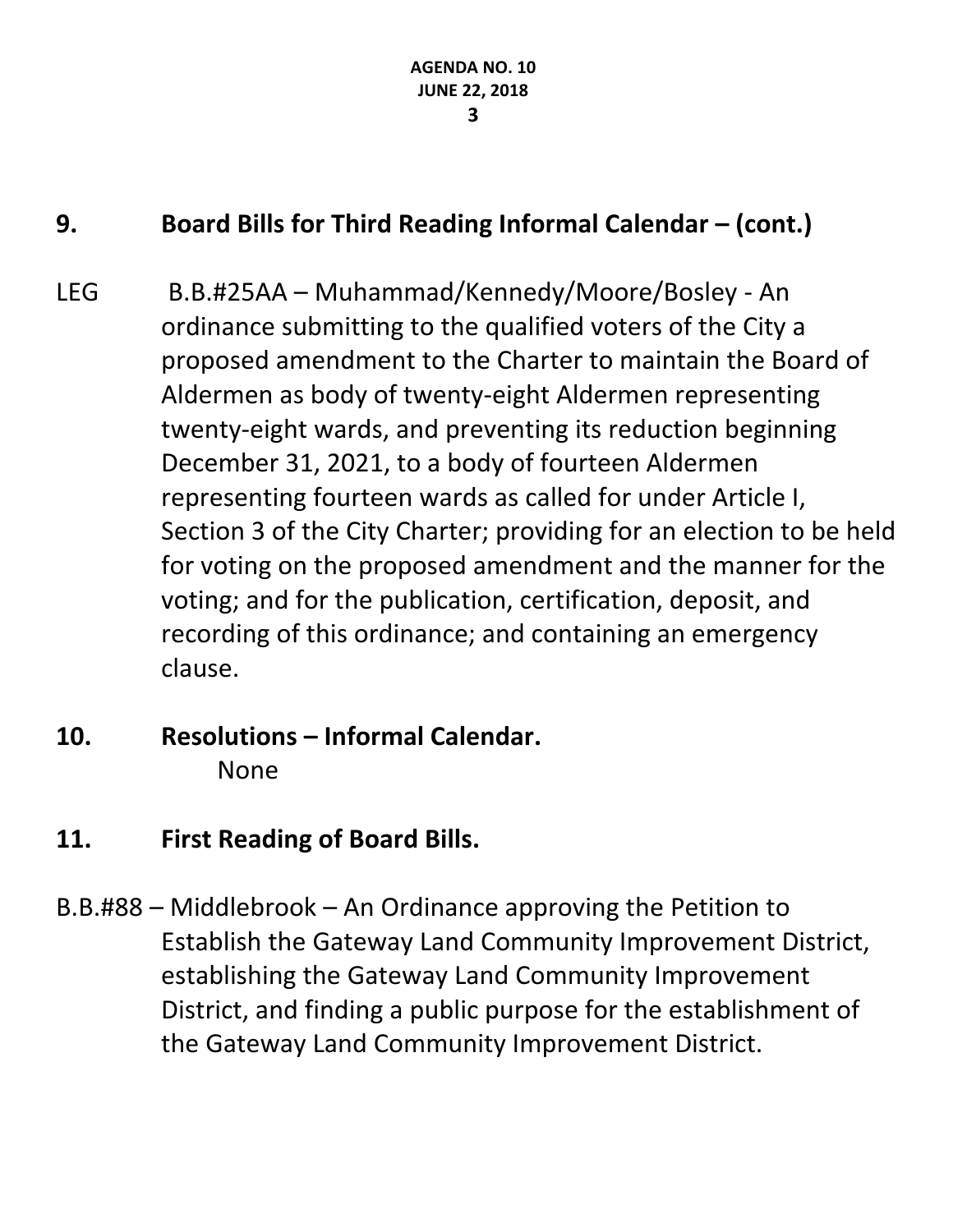## 9. Board Bills for Third Reading Informal Calendar – (cont.)

LEG B.B.#25AA – Muhammad/Kennedy/Moore/Bosley - An ordinance submitting to the qualified voters of the City a proposed amendment to the Charter to maintain the Board of Aldermen as body of twenty-eight Aldermen representing twenty-eight wards, and preventing its reduction beginning December 31, 2021, to a body of fourteen Aldermen representing fourteen wards as called for under Article I, Section 3 of the City Charter; providing for an election to be held for voting on the proposed amendment and the manner for the voting; and for the publication, certification, deposit, and recording of this ordinance; and containing an emergency clause.

## 10. Resolutions – Informal Calendar.

None

## 11. First Reading of Board Bills.

B.B.#88 – Middlebrook – An Ordinance approving the Petition to Establish the Gateway Land Community Improvement District, establishing the Gateway Land Community Improvement District, and finding a public purpose for the establishment of the Gateway Land Community Improvement District.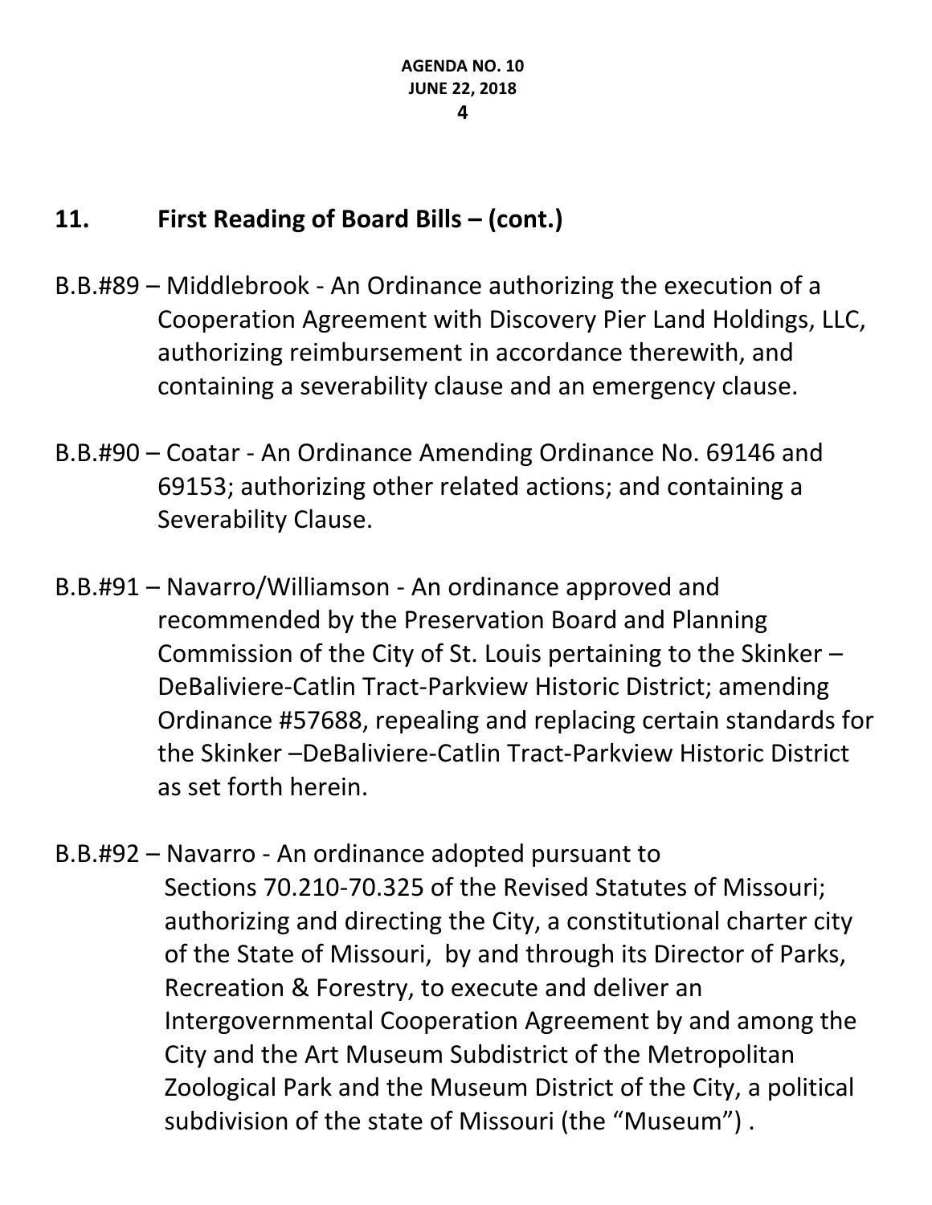## 11. First Reading of Board Bills – (cont.)

B.B.#89 – Middlebrook - An Ordinance authorizing the execution of a Cooperation Agreement with Discovery Pier Land Holdings, LLC, authorizing reimbursement in accordance therewith, and containing a severability clause and an emergency clause.

B.B.#90 – Coatar - An Ordinance Amending Ordinance No. 69146 and 69153; authorizing other related actions; and containing a Severability Clause.

B.B.#91 – Navarro/Williamson - An ordinance approved and recommended by the Preservation Board and Planning Commission of the City of St. Louis pertaining to the Skinker – DeBaliviere-Catlin Tract-Parkview Historic District; amending Ordinance #57688, repealing and replacing certain standards for the Skinker –DeBaliviere-Catlin Tract-Parkview Historic District as set forth herein.

B.B.#92 – Navarro - An ordinance adopted pursuant to Sections 70.210-70.325 of the Revised Statutes of Missouri; authorizing and directing the City, a constitutional charter city of the State of Missouri, by and through its Director of Parks, Recreation & Forestry, to execute and deliver an Intergovernmental Cooperation Agreement by and among the City and the Art Museum Subdistrict of the Metropolitan Zoological Park and the Museum District of the City, a political subdivision of the state of Missouri (the "Museum") .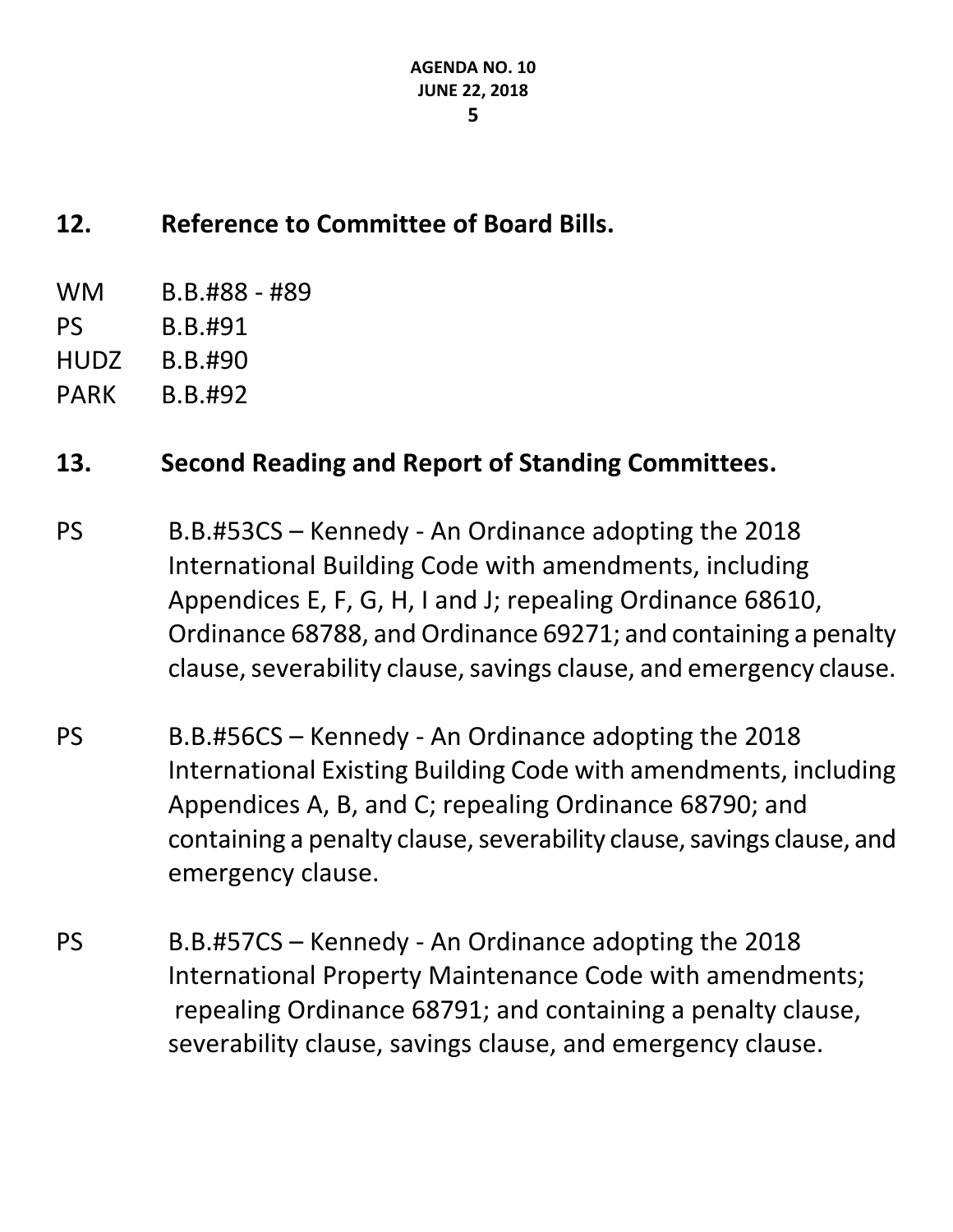## 12. Reference to Committee of Board Bills.

WM B.B.#88 - #89
PS B.B.#91
HUDZ B.B.#90
PARK B.B.#92

## 13. Second Reading and Report of Standing Committees.

PS B.B.#53CS – Kennedy - An Ordinance adopting the 2018 International Building Code with amendments, including Appendices E, F, G, H, I and J; repealing Ordinance 68610, Ordinance 68788, and Ordinance 69271; and containing a penalty clause, severability clause, savings clause, and emergency clause.

PS B.B.#56CS – Kennedy - An Ordinance adopting the 2018 International Existing Building Code with amendments, including Appendices A, B, and C; repealing Ordinance 68790; and containing a penalty clause, severability clause, savings clause, and emergency clause.

PS B.B.#57CS – Kennedy - An Ordinance adopting the 2018 International Property Maintenance Code with amendments; repealing Ordinance 68791; and containing a penalty clause, severability clause, savings clause, and emergency clause.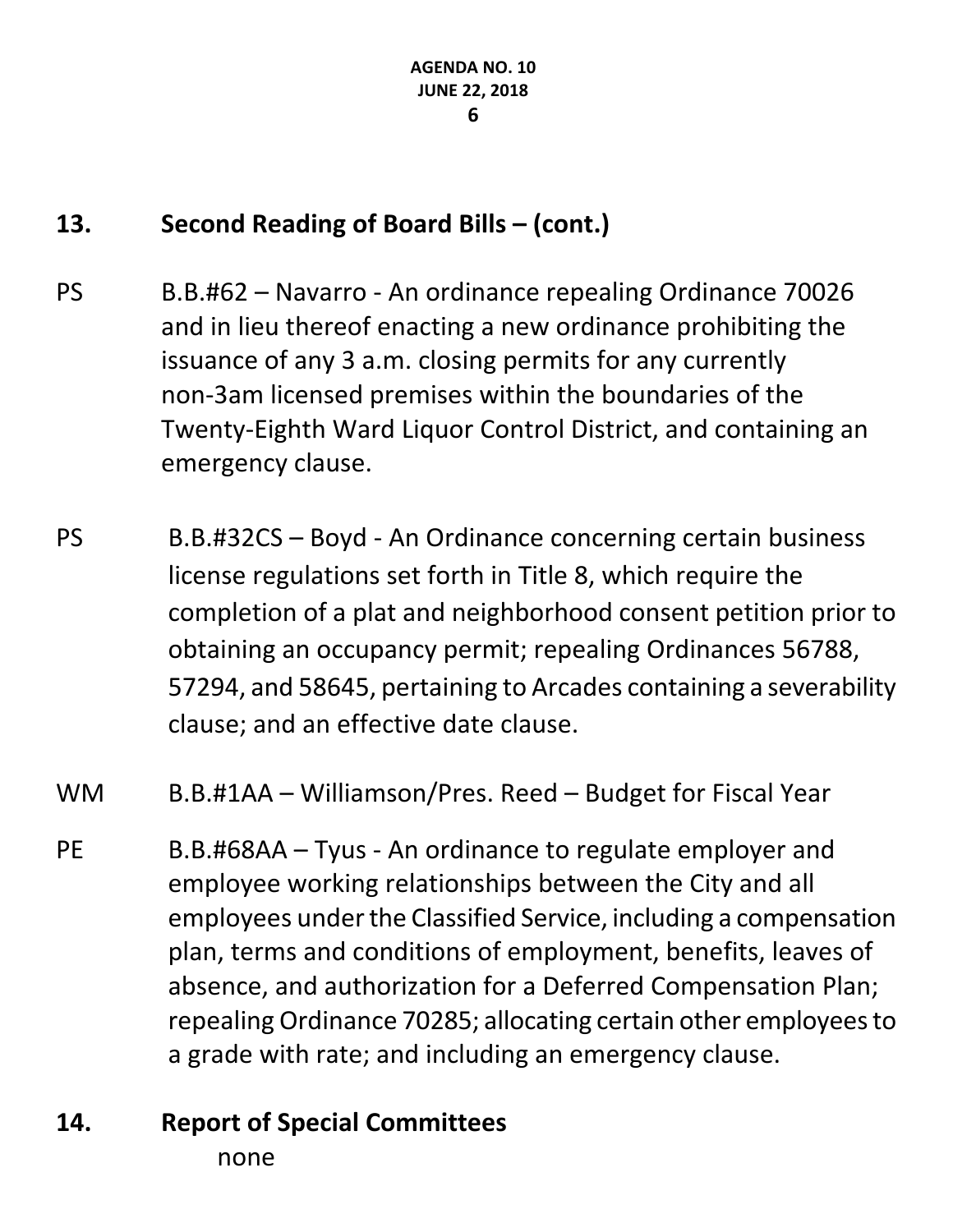## 13. Second Reading of Board Bills – (cont.)

PS B.B.#62 – Navarro - An ordinance repealing Ordinance 70026 and in lieu thereof enacting a new ordinance prohibiting the issuance of any 3 a.m. closing permits for any currently non-3am licensed premises within the boundaries of the Twenty-Eighth Ward Liquor Control District, and containing an emergency clause.

PS B.B.#32CS – Boyd - An Ordinance concerning certain business license regulations set forth in Title 8, which require the completion of a plat and neighborhood consent petition prior to obtaining an occupancy permit; repealing Ordinances 56788, 57294, and 58645, pertaining to Arcades containing a severability clause; and an effective date clause.

WM B.B.#1AA – Williamson/Pres. Reed – Budget for Fiscal Year

PE B.B.#68AA – Tyus - An ordinance to regulate employer and employee working relationships between the City and all employees under the Classified Service, including a compensation plan, terms and conditions of employment, benefits, leaves of absence, and authorization for a Deferred Compensation Plan; repealing Ordinance 70285; allocating certain other employees to a grade with rate; and including an emergency clause.

## 14. Report of Special Committees

none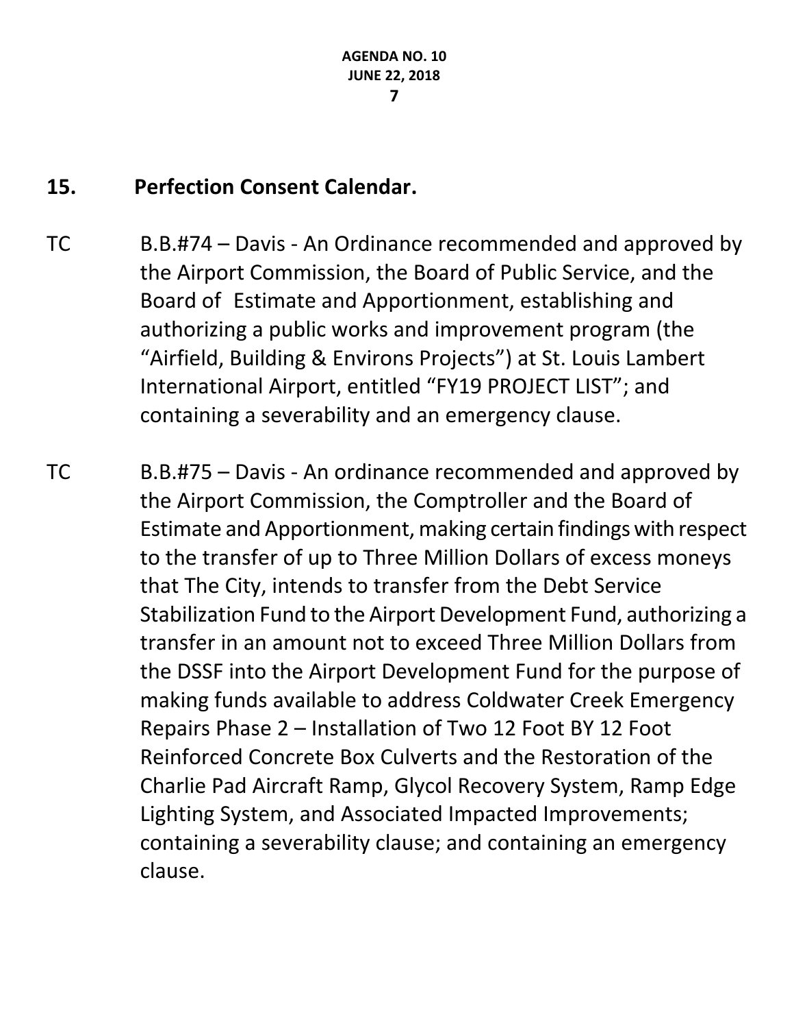## 15. Perfection Consent Calendar.

TC B.B.#74 – Davis - An Ordinance recommended and approved by the Airport Commission, the Board of Public Service, and the Board of Estimate and Apportionment, establishing and authorizing a public works and improvement program (the “Airfield, Building & Environs Projects”) at St. Louis Lambert International Airport, entitled “FY19 PROJECT LIST”; and containing a severability and an emergency clause.

TC B.B.#75 – Davis - An ordinance recommended and approved by the Airport Commission, the Comptroller and the Board of Estimate and Apportionment, making certain findings with respect to the transfer of up to Three Million Dollars of excess moneys that The City, intends to transfer from the Debt Service Stabilization Fund to the Airport Development Fund, authorizing a transfer in an amount not to exceed Three Million Dollars from the DSSF into the Airport Development Fund for the purpose of making funds available to address Coldwater Creek Emergency Repairs Phase 2 – Installation of Two 12 Foot BY 12 Foot Reinforced Concrete Box Culverts and the Restoration of the Charlie Pad Aircraft Ramp, Glycol Recovery System, Ramp Edge Lighting System, and Associated Impacted Improvements; containing a severability clause; and containing an emergency clause.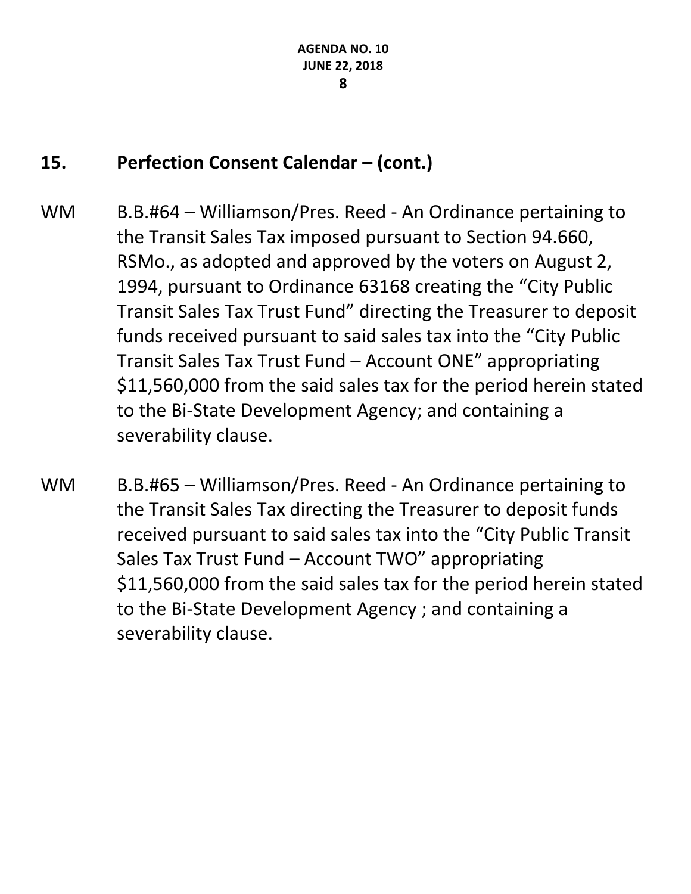## 15. Perfection Consent Calendar – (cont.)

WM B.B.#64 – Williamson/Pres. Reed - An Ordinance pertaining to the Transit Sales Tax imposed pursuant to Section 94.660, RSMo., as adopted and approved by the voters on August 2, 1994, pursuant to Ordinance 63168 creating the "City Public Transit Sales Tax Trust Fund" directing the Treasurer to deposit funds received pursuant to said sales tax into the "City Public Transit Sales Tax Trust Fund – Account ONE" appropriating $11,560,000 from the said sales tax for the period herein stated to the Bi-State Development Agency; and containing a severability clause.

WM B.B.#65 – Williamson/Pres. Reed - An Ordinance pertaining to the Transit Sales Tax directing the Treasurer to deposit funds received pursuant to said sales tax into the "City Public Transit Sales Tax Trust Fund – Account TWO" appropriating $11,560,000 from the said sales tax for the period herein stated to the Bi-State Development Agency ; and containing a severability clause.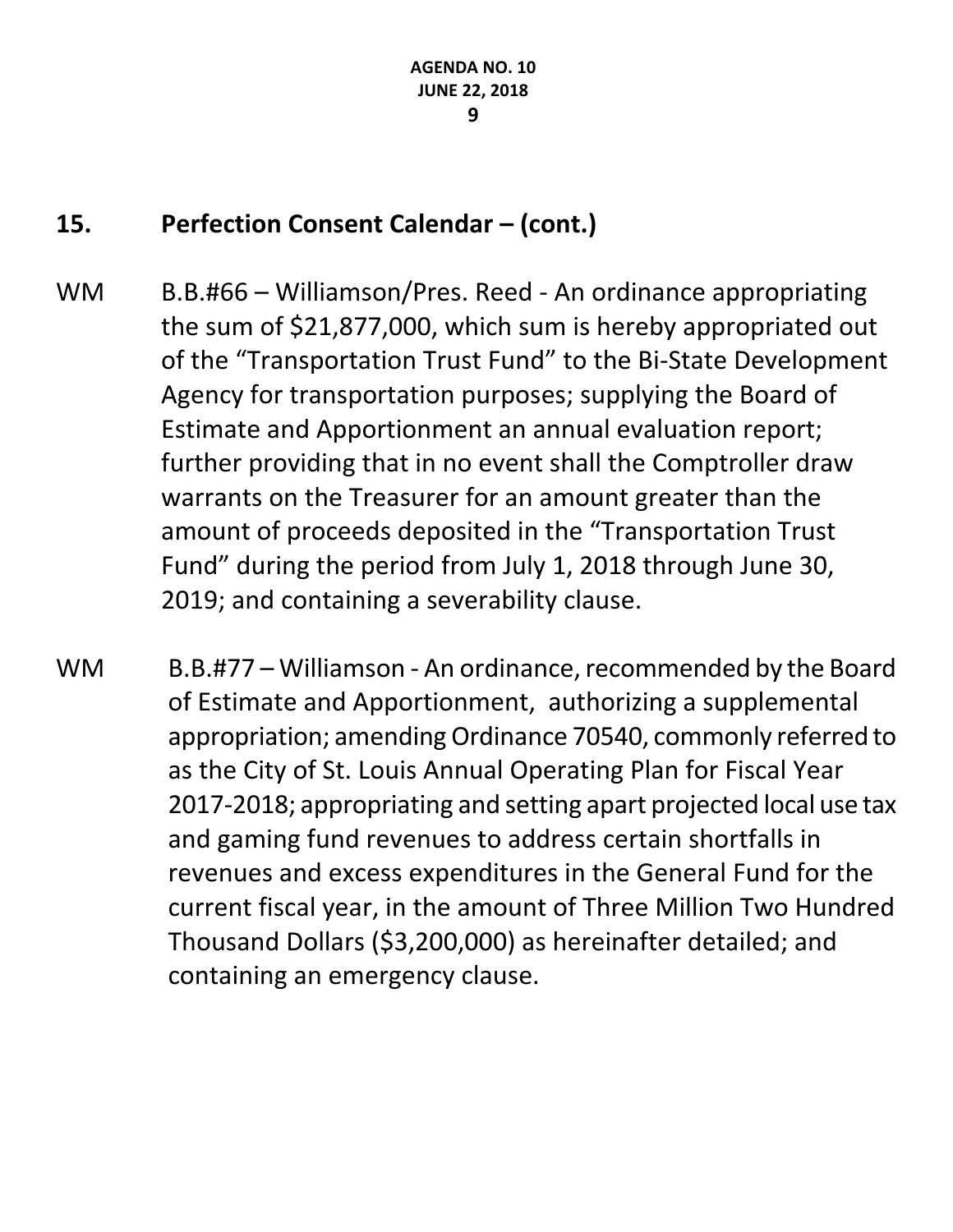## 15. Perfection Consent Calendar – (cont.)

WM B.B.#66 – Williamson/Pres. Reed - An ordinance appropriating the sum of $21,877,000, which sum is hereby appropriated out of the “Transportation Trust Fund” to the Bi-State Development Agency for transportation purposes; supplying the Board of Estimate and Apportionment an annual evaluation report; further providing that in no event shall the Comptroller draw warrants on the Treasurer for an amount greater than the amount of proceeds deposited in the “Transportation Trust Fund” during the period from July 1, 2018 through June 30, 2019; and containing a severability clause.

WM B.B.#77 – Williamson - An ordinance, recommended by the Board of Estimate and Apportionment, authorizing a supplemental appropriation; amending Ordinance 70540, commonly referred to as the City of St. Louis Annual Operating Plan for Fiscal Year 2017-2018; appropriating and setting apart projected local use tax and gaming fund revenues to address certain shortfalls in revenues and excess expenditures in the General Fund for the current fiscal year, in the amount of Three Million Two Hundred Thousand Dollars ($3,200,000) as hereinafter detailed; and containing an emergency clause.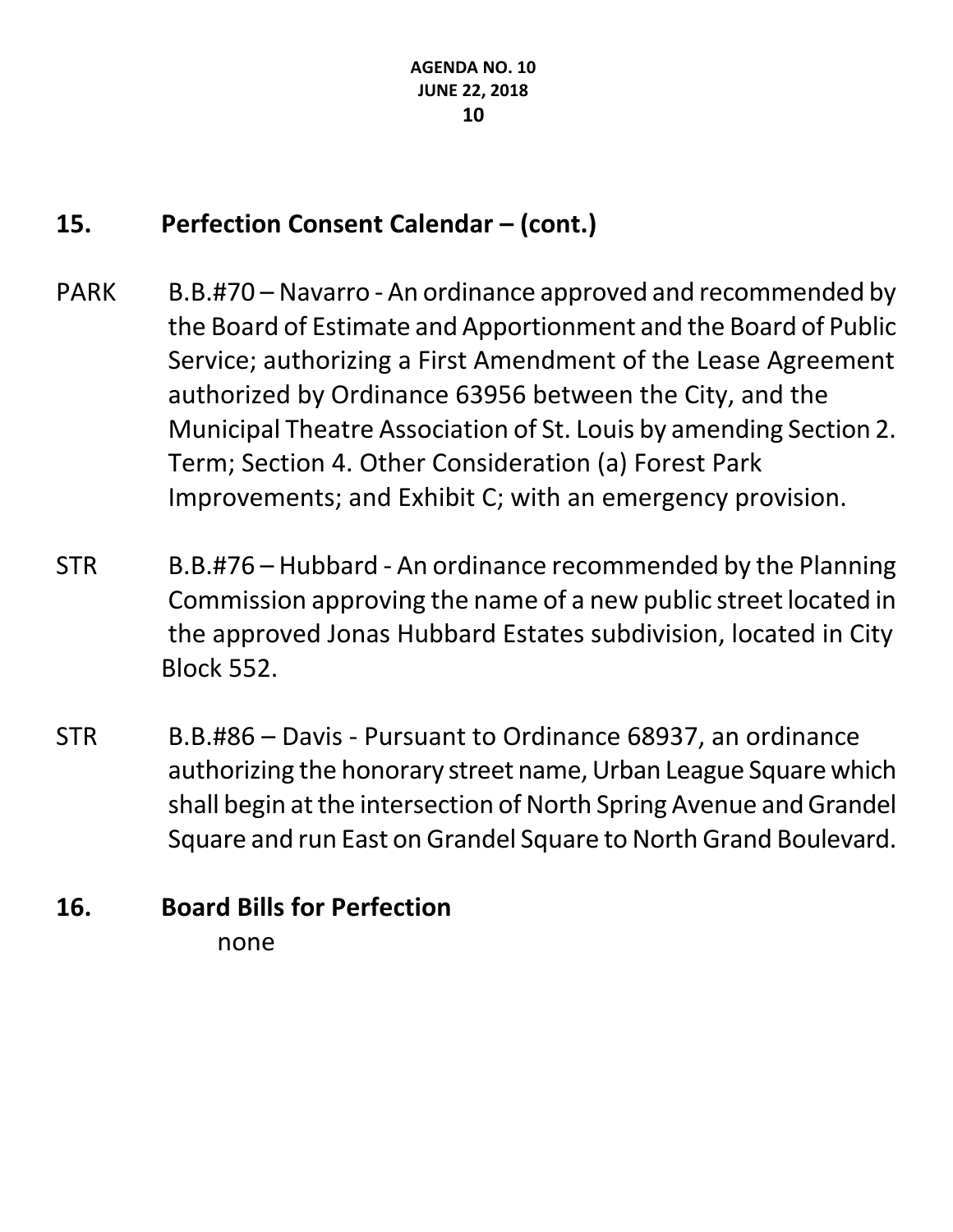## 15. Perfection Consent Calendar – (cont.)

PARK B.B.#70 – Navarro - An ordinance approved and recommended by the Board of Estimate and Apportionment and the Board of Public Service; authorizing a First Amendment of the Lease Agreement authorized by Ordinance 63956 between the City, and the Municipal Theatre Association of St. Louis by amending Section 2. Term; Section 4. Other Consideration (a) Forest Park Improvements; and Exhibit C; with an emergency provision.

STR B.B.#76 – Hubbard - An ordinance recommended by the Planning Commission approving the name of a new public street located in the approved Jonas Hubbard Estates subdivision, located in City Block 552.

STR B.B.#86 – Davis - Pursuant to Ordinance 68937, an ordinance authorizing the honorary street name, Urban League Square which shall begin at the intersection of North Spring Avenue and Grandel Square and run East on Grandel Square to North Grand Boulevard.

## 16. Board Bills for Perfection

none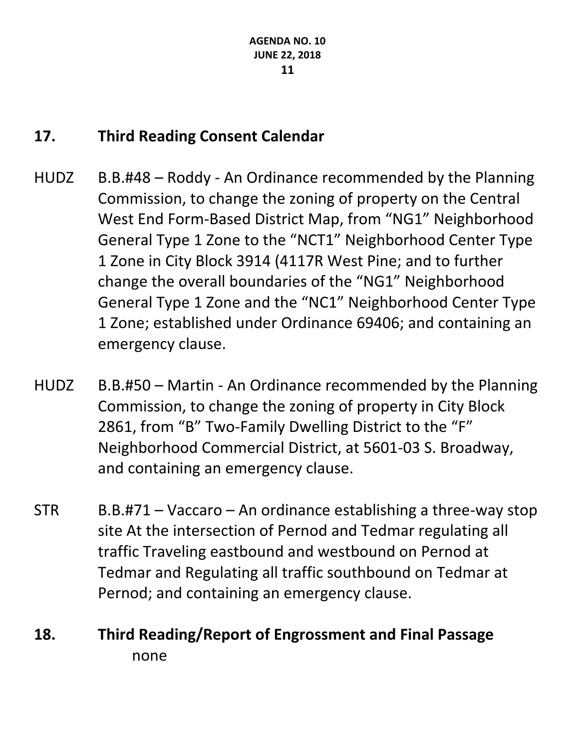## 17. Third Reading Consent Calendar

HUDZ B.B.#48 – Roddy - An Ordinance recommended by the Planning Commission, to change the zoning of property on the Central West End Form-Based District Map, from “NG1” Neighborhood General Type 1 Zone to the “NCT1” Neighborhood Center Type 1 Zone in City Block 3914 (4117R West Pine; and to further change the overall boundaries of the “NG1” Neighborhood General Type 1 Zone and the “NC1” Neighborhood Center Type 1 Zone; established under Ordinance 69406; and containing an emergency clause.

HUDZ B.B.#50 – Martin - An Ordinance recommended by the Planning Commission, to change the zoning of property in City Block 2861, from “B” Two-Family Dwelling District to the “F” Neighborhood Commercial District, at 5601-03 S. Broadway, and containing an emergency clause.

STR B.B.#71 – Vaccaro – An ordinance establishing a three-way stop site At the intersection of Pernod and Tedmar regulating all traffic Traveling eastbound and westbound on Pernod at Tedmar and Regulating all traffic southbound on Tedmar at Pernod; and containing an emergency clause.

## 18. Third Reading/Report of Engrossment and Final Passage

none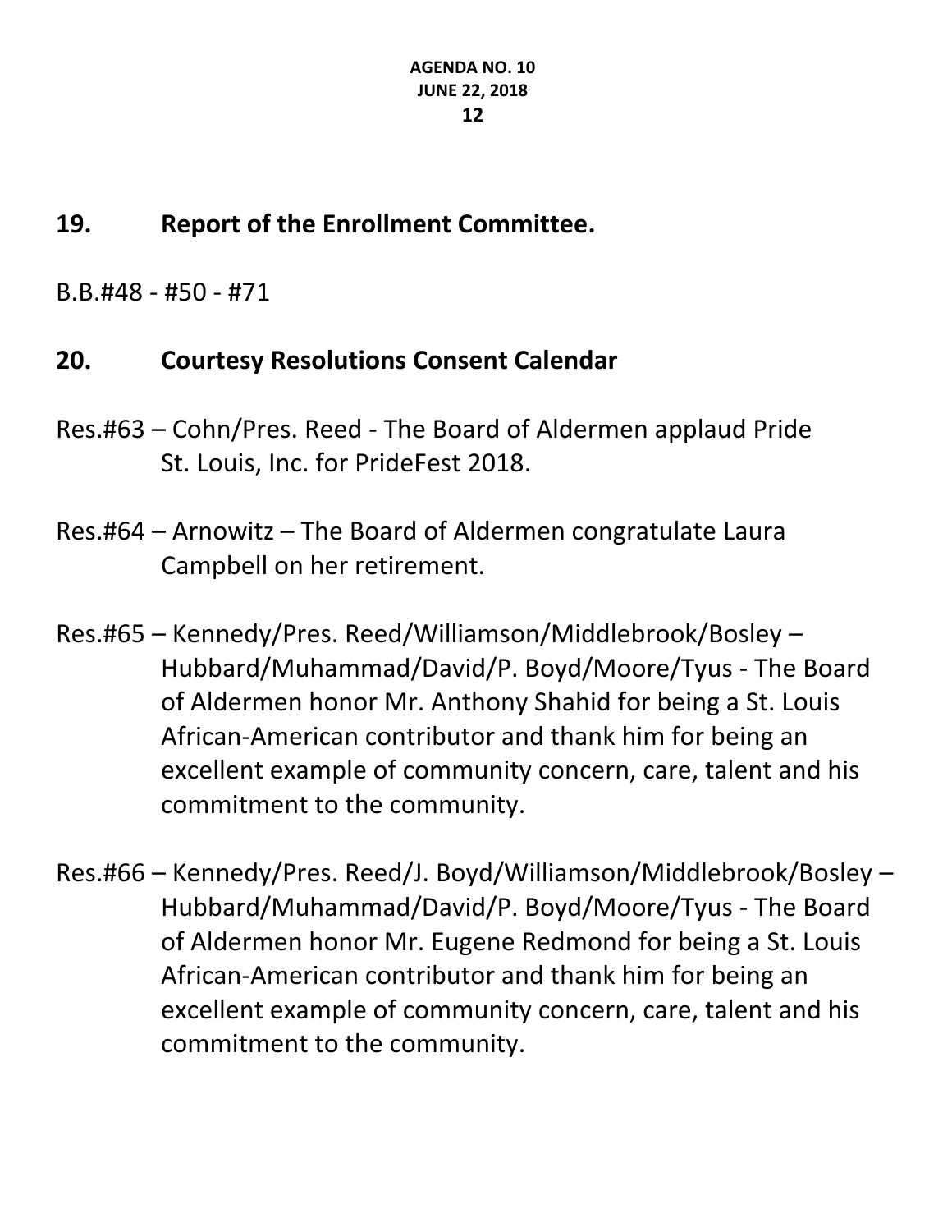## 19. Report of the Enrollment Committee.

B.B.#48 - #50 - #71

## 20. Courtesy Resolutions Consent Calendar

Res.#63 – Cohn/Pres. Reed - The Board of Aldermen applaud Pride St. Louis, Inc. for PrideFest 2018.

Res.#64 – Arnowitz – The Board of Aldermen congratulate Laura Campbell on her retirement.

Res.#65 – Kennedy/Pres. Reed/Williamson/Middlebrook/Bosley – Hubbard/Muhammad/David/P. Boyd/Moore/Tyus - The Board of Aldermen honor Mr. Anthony Shahid for being a St. Louis African-American contributor and thank him for being an excellent example of community concern, care, talent and his commitment to the community.

Res.#66 – Kennedy/Pres. Reed/J. Boyd/Williamson/Middlebrook/Bosley – Hubbard/Muhammad/David/P. Boyd/Moore/Tyus - The Board of Aldermen honor Mr. Eugene Redmond for being a St. Louis African-American contributor and thank him for being an excellent example of community concern, care, talent and his commitment to the community.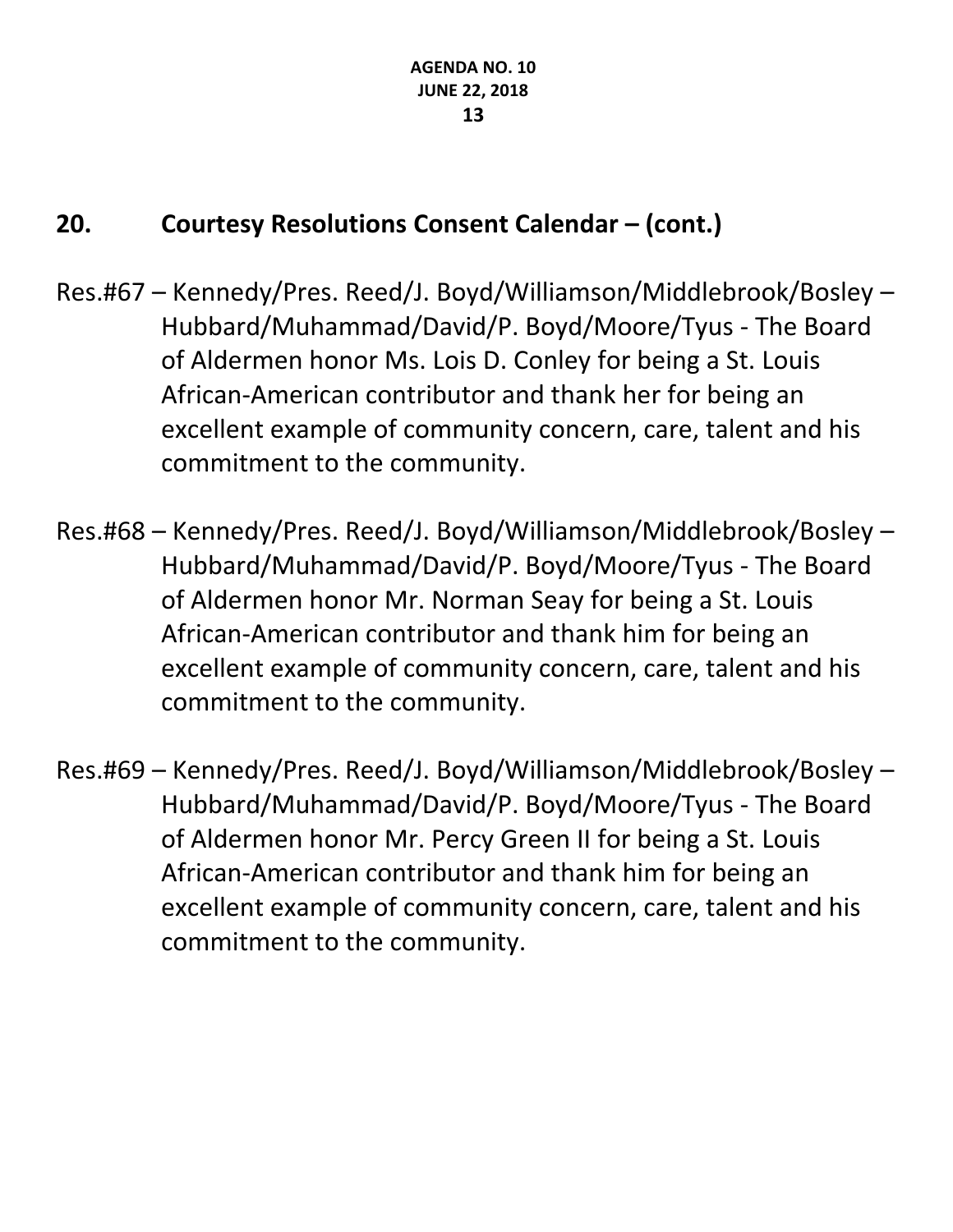## 20. Courtesy Resolutions Consent Calendar – (cont.)

Res.#67 – Kennedy/Pres. Reed/J. Boyd/Williamson/Middlebrook/Bosley – Hubbard/Muhammad/David/P. Boyd/Moore/Tyus - The Board of Aldermen honor Ms. Lois D. Conley for being a St. Louis African-American contributor and thank her for being an excellent example of community concern, care, talent and his commitment to the community.

Res.#68 – Kennedy/Pres. Reed/J. Boyd/Williamson/Middlebrook/Bosley – Hubbard/Muhammad/David/P. Boyd/Moore/Tyus - The Board of Aldermen honor Mr. Norman Seay for being a St. Louis African-American contributor and thank him for being an excellent example of community concern, care, talent and his commitment to the community.

Res.#69 – Kennedy/Pres. Reed/J. Boyd/Williamson/Middlebrook/Bosley – Hubbard/Muhammad/David/P. Boyd/Moore/Tyus - The Board of Aldermen honor Mr. Percy Green II for being a St. Louis African-American contributor and thank him for being an excellent example of community concern, care, talent and his commitment to the community.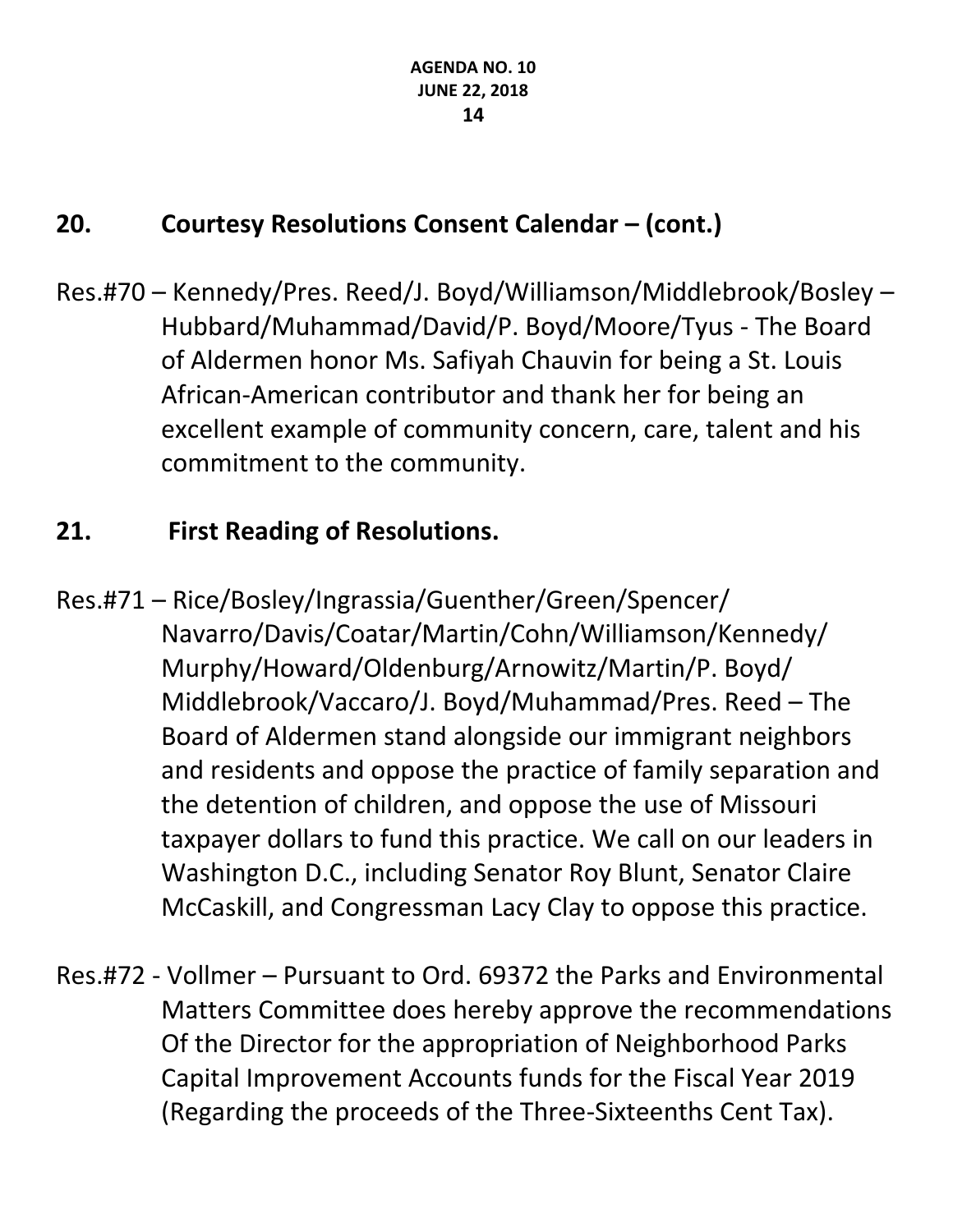## 20. Courtesy Resolutions Consent Calendar – (cont.)

Res.#70 – Kennedy/Pres. Reed/J. Boyd/Williamson/Middlebrook/Bosley – Hubbard/Muhammad/David/P. Boyd/Moore/Tyus - The Board of Aldermen honor Ms. Safiyah Chauvin for being a St. Louis African-American contributor and thank her for being an excellent example of community concern, care, talent and his commitment to the community.

## 21. First Reading of Resolutions.

Res.#71 – Rice/Bosley/Ingrassia/Guenther/Green/Spencer/ Navarro/Davis/Coatar/Martin/Cohn/Williamson/Kennedy/ Murphy/Howard/Oldenburg/Arnowitz/Martin/P. Boyd/ Middlebrook/Vaccaro/J. Boyd/Muhammad/Pres. Reed – The Board of Aldermen stand alongside our immigrant neighbors and residents and oppose the practice of family separation and the detention of children, and oppose the use of Missouri taxpayer dollars to fund this practice. We call on our leaders in Washington D.C., including Senator Roy Blunt, Senator Claire McCaskill, and Congressman Lacy Clay to oppose this practice.

Res.#72 - Vollmer – Pursuant to Ord. 69372 the Parks and Environmental Matters Committee does hereby approve the recommendations Of the Director for the appropriation of Neighborhood Parks Capital Improvement Accounts funds for the Fiscal Year 2019 (Regarding the proceeds of the Three-Sixteenths Cent Tax).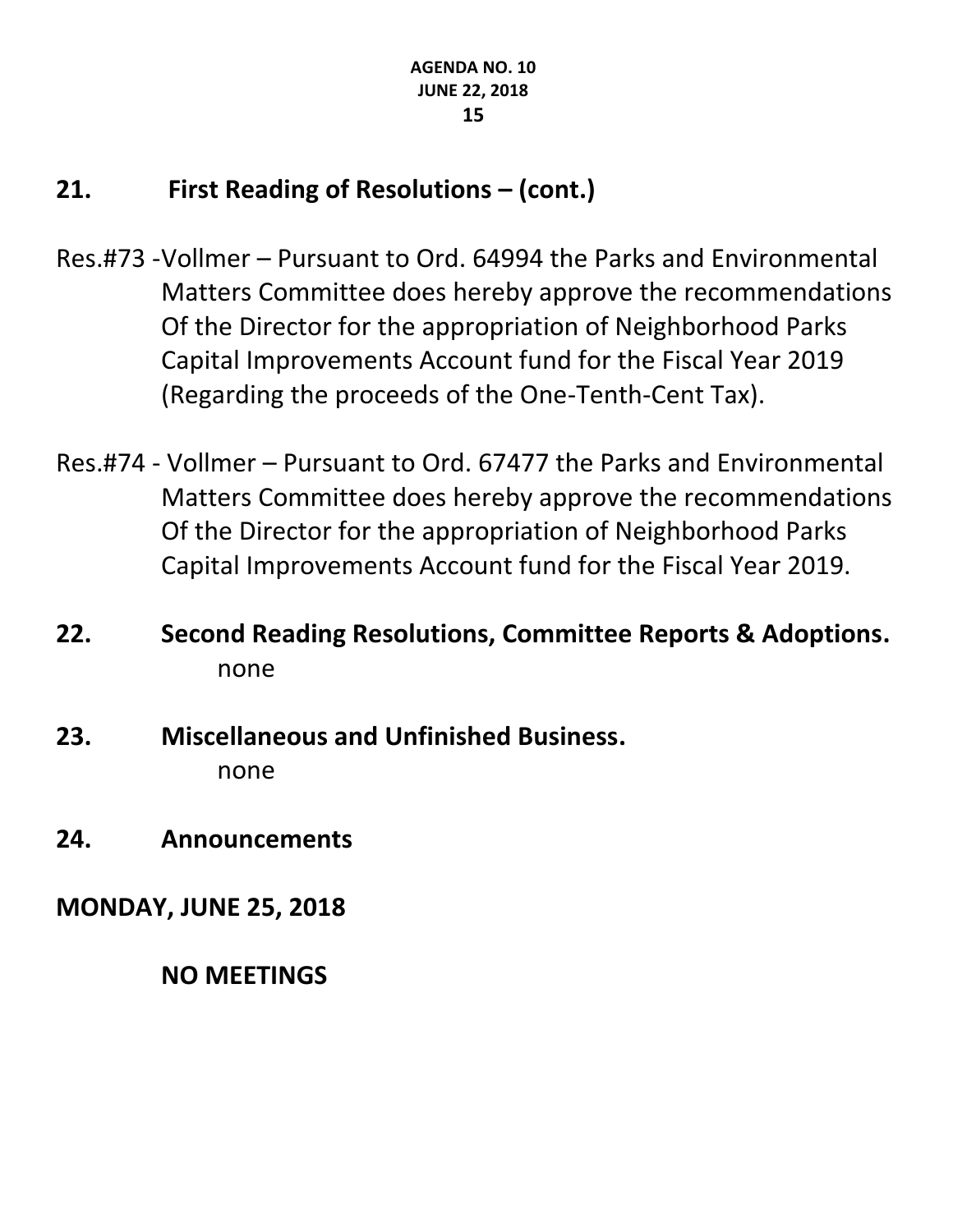## 21. First Reading of Resolutions – (cont.)

Res.#73 -Vollmer – Pursuant to Ord. 64994 the Parks and Environmental Matters Committee does hereby approve the recommendations Of the Director for the appropriation of Neighborhood Parks Capital Improvements Account fund for the Fiscal Year 2019 (Regarding the proceeds of the One-Tenth-Cent Tax).

Res.#74 - Vollmer – Pursuant to Ord. 67477 the Parks and Environmental Matters Committee does hereby approve the recommendations Of the Director for the appropriation of Neighborhood Parks Capital Improvements Account fund for the Fiscal Year 2019.

## 22. Second Reading Resolutions, Committee Reports & Adoptions.

none

## 23. Miscellaneous and Unfinished Business.

none

## 24. Announcements

**MONDAY, JUNE 25, 2018**

**NO MEETINGS**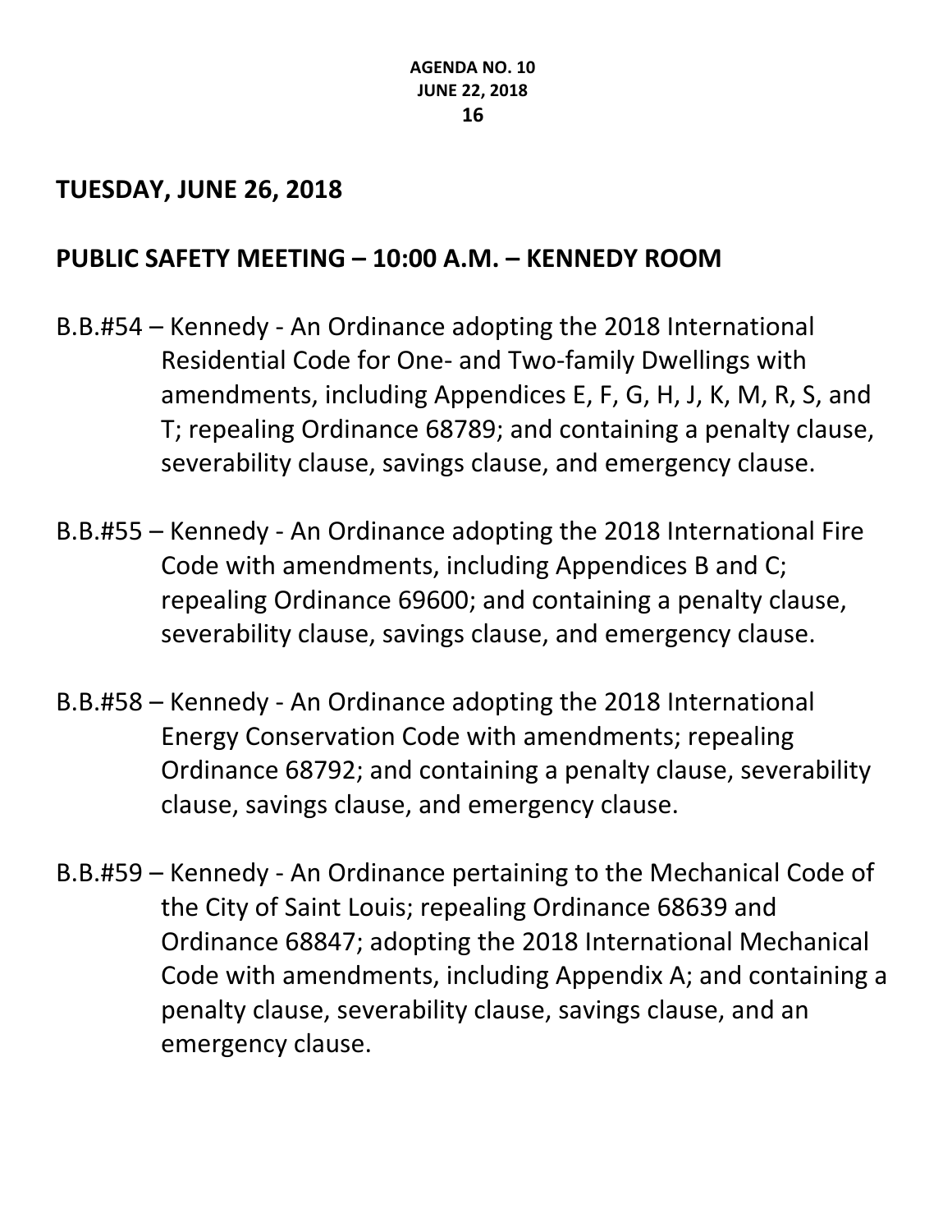## TUESDAY, JUNE 26, 2018

## PUBLIC SAFETY MEETING – 10:00 A.M. – KENNEDY ROOM

B.B.#54 – Kennedy - An Ordinance adopting the 2018 International Residential Code for One- and Two-family Dwellings with amendments, including Appendices E, F, G, H, J, K, M, R, S, and T; repealing Ordinance 68789; and containing a penalty clause, severability clause, savings clause, and emergency clause.

B.B.#55 – Kennedy - An Ordinance adopting the 2018 International Fire Code with amendments, including Appendices B and C; repealing Ordinance 69600; and containing a penalty clause, severability clause, savings clause, and emergency clause.

B.B.#58 – Kennedy - An Ordinance adopting the 2018 International Energy Conservation Code with amendments; repealing Ordinance 68792; and containing a penalty clause, severability clause, savings clause, and emergency clause.

B.B.#59 – Kennedy - An Ordinance pertaining to the Mechanical Code of the City of Saint Louis; repealing Ordinance 68639 and Ordinance 68847; adopting the 2018 International Mechanical Code with amendments, including Appendix A; and containing a penalty clause, severability clause, savings clause, and an emergency clause.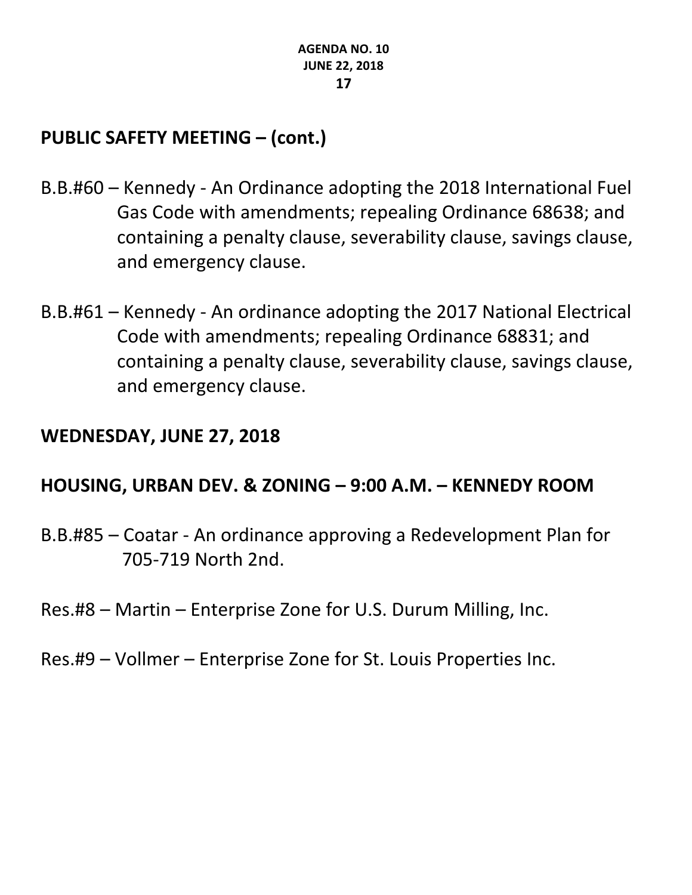## PUBLIC SAFETY MEETING – (cont.)

B.B.#60 – Kennedy - An Ordinance adopting the 2018 International Fuel Gas Code with amendments; repealing Ordinance 68638; and containing a penalty clause, severability clause, savings clause, and emergency clause.

B.B.#61 – Kennedy - An ordinance adopting the 2017 National Electrical Code with amendments; repealing Ordinance 68831; and containing a penalty clause, severability clause, savings clause, and emergency clause.

## WEDNESDAY, JUNE 27, 2018

## HOUSING, URBAN DEV. & ZONING – 9:00 A.M. – KENNEDY ROOM

B.B.#85 – Coatar - An ordinance approving a Redevelopment Plan for 705-719 North 2nd.

Res.#8 – Martin – Enterprise Zone for U.S. Durum Milling, Inc.

Res.#9 – Vollmer – Enterprise Zone for St. Louis Properties Inc.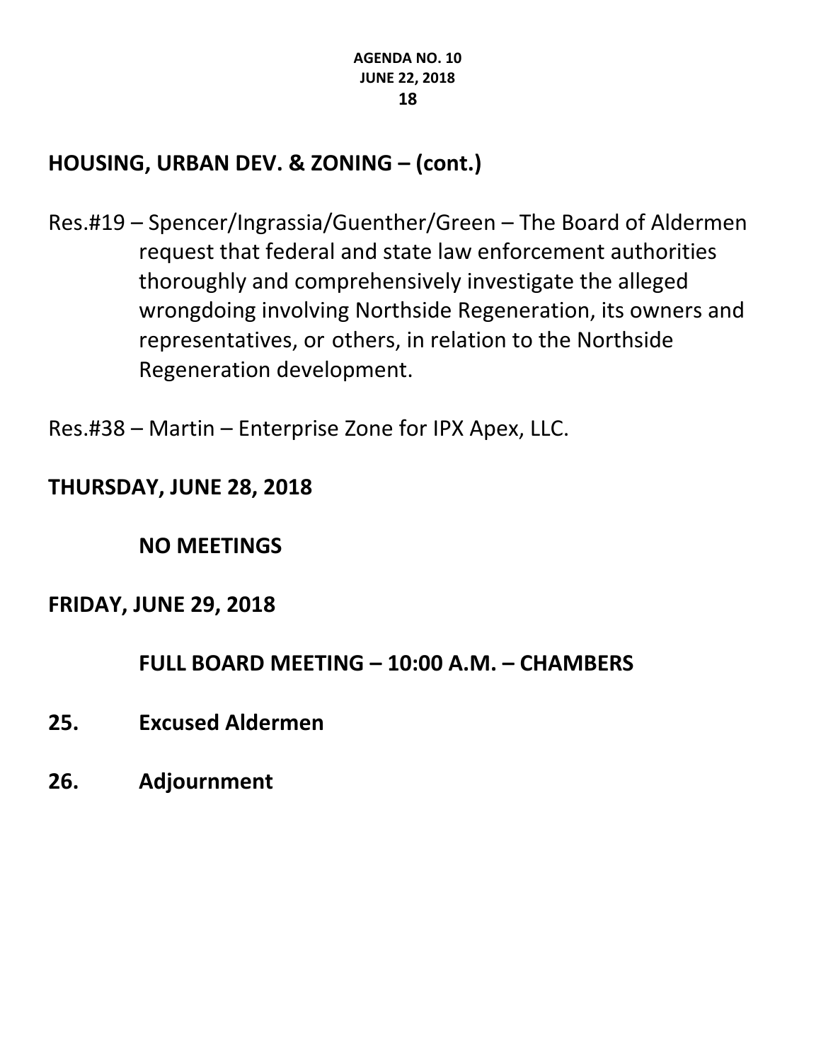## HOUSING, URBAN DEV. & ZONING – (cont.)

Res.#19 – Spencer/Ingrassia/Guenther/Green – The Board of Aldermen request that federal and state law enforcement authorities thoroughly and comprehensively investigate the alleged wrongdoing involving Northside Regeneration, its owners and representatives, or others, in relation to the Northside Regeneration development.

Res.#38 – Martin – Enterprise Zone for IPX Apex, LLC.

## THURSDAY, JUNE 28, 2018

**NO MEETINGS**

## FRIDAY, JUNE 29, 2018

**FULL BOARD MEETING – 10:00 A.M. – CHAMBERS**

**25. Excused Aldermen**

**26. Adjournment**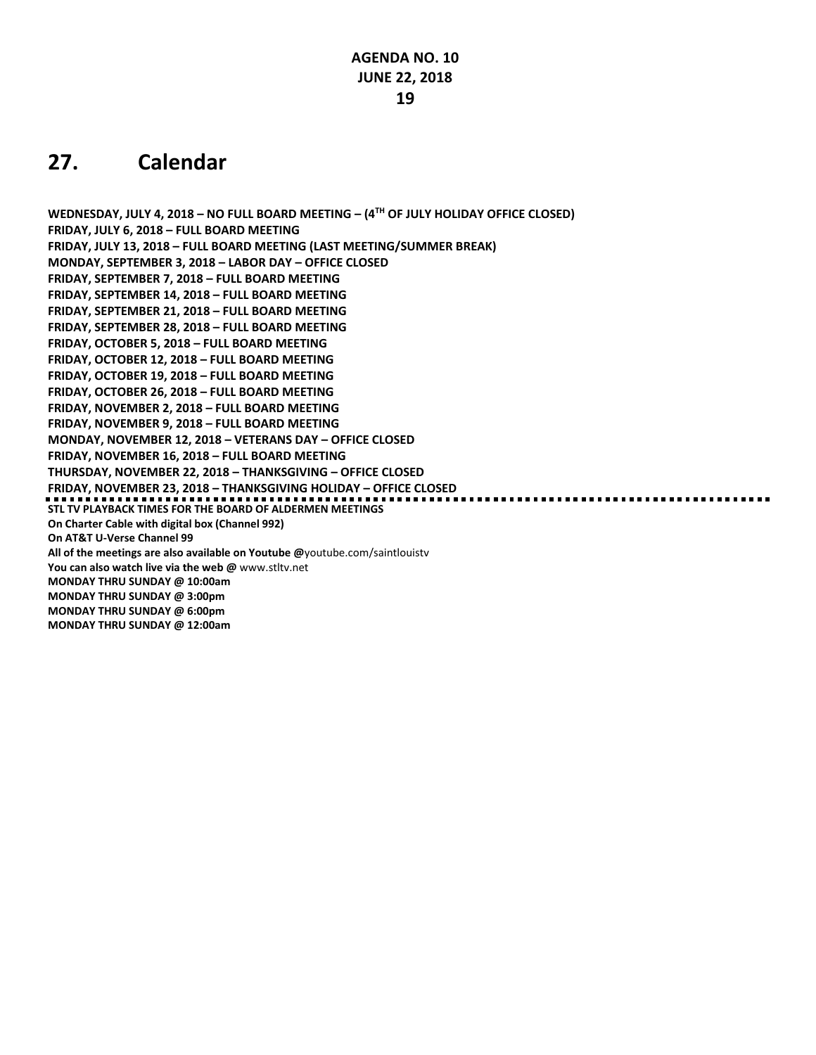**AGENDA NO. 10**
**JUNE 22, 2018**

# 27. Calendar

**WEDNESDAY, JULY 4, 2018 – NO FULL BOARD MEETING – (4TH OF JULY HOLIDAY OFFICE CLOSED)**
**FRIDAY, JULY 6, 2018 – FULL BOARD MEETING**
**FRIDAY, JULY 13, 2018 – FULL BOARD MEETING (LAST MEETING/SUMMER BREAK)**
**MONDAY, SEPTEMBER 3, 2018 – LABOR DAY – OFFICE CLOSED**
**FRIDAY, SEPTEMBER 7, 2018 – FULL BOARD MEETING**
**FRIDAY, SEPTEMBER 14, 2018 – FULL BOARD MEETING**
**FRIDAY, SEPTEMBER 21, 2018 – FULL BOARD MEETING**
**FRIDAY, SEPTEMBER 28, 2018 – FULL BOARD MEETING**
**FRIDAY, OCTOBER 5, 2018 – FULL BOARD MEETING**
**FRIDAY, OCTOBER 12, 2018 – FULL BOARD MEETING**
**FRIDAY, OCTOBER 19, 2018 – FULL BOARD MEETING**
**FRIDAY, OCTOBER 26, 2018 – FULL BOARD MEETING**
**FRIDAY, NOVEMBER 2, 2018 – FULL BOARD MEETING**
**FRIDAY, NOVEMBER 9, 2018 – FULL BOARD MEETING**
**MONDAY, NOVEMBER 12, 2018 – VETERANS DAY – OFFICE CLOSED**
**FRIDAY, NOVEMBER 16, 2018 – FULL BOARD MEETING**
**THURSDAY, NOVEMBER 22, 2018 – THANKSGIVING – OFFICE CLOSED**
**FRIDAY, NOVEMBER 23, 2018 – THANKSGIVING HOLIDAY – OFFICE CLOSED**

---

**STL TV PLAYBACK TIMES FOR THE BOARD OF ALDERMEN MEETINGS**
**On Charter Cable with digital box (Channel 992)**
**On AT&T U-Verse Channel 99**
**All of the meetings are also available on Youtube @**youtube.com/saintlouistv
**You can also watch live via the web @** www.stltv.net
**MONDAY THRU SUNDAY @ 10:00am**
**MONDAY THRU SUNDAY @ 3:00pm**
**MONDAY THRU SUNDAY @ 6:00pm**
**MONDAY THRU SUNDAY @ 12:00am**